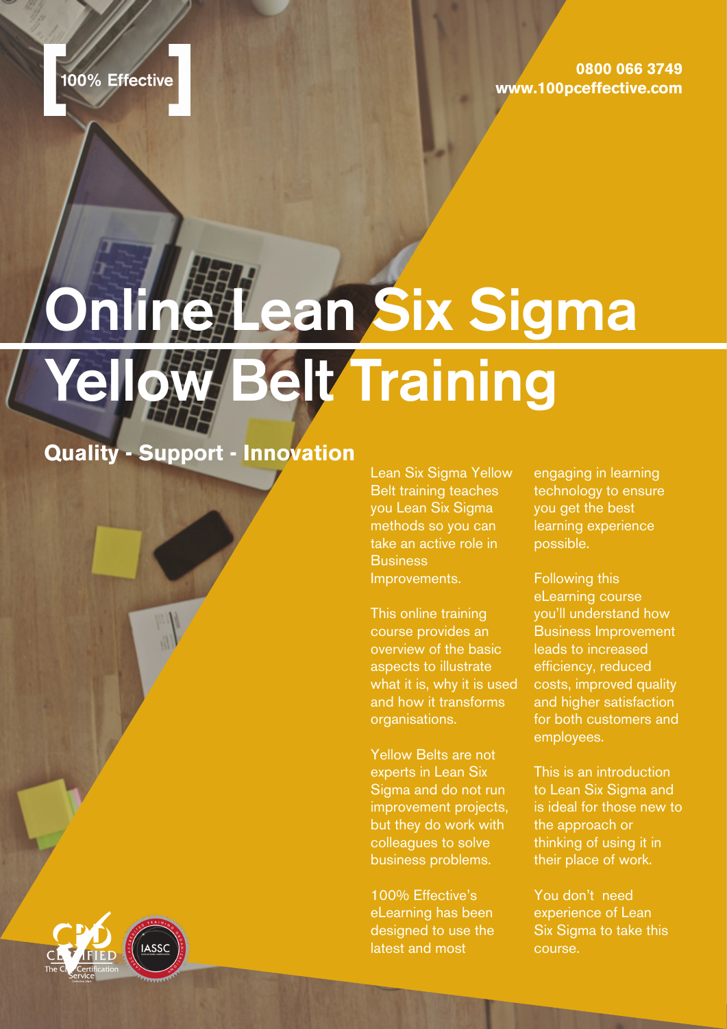100% Effective

0800 066 3749
www.100pceffective.com

# Online Lean Six Sigma Yellow Belt Training

## Quality - Support - Innovation

Lean Six Sigma Yellow Belt training teaches you Lean Six Sigma methods so you can take an active role in Business Improvements.

This online training course provides an overview of the basic aspects to illustrate what it is, why it is used and how it transforms organisations.

Yellow Belts are not experts in Lean Six Sigma and do not run improvement projects, but they do work with colleagues to solve business problems.

100% Effective's eLearning has been designed to use the latest and most engaging in learning technology to ensure you get the best learning experience possible.

Following this eLearning course you'll understand how Business Improvement leads to increased efficiency, reduced costs, improved quality and higher satisfaction for both customers and employees.

This is an introduction to Lean Six Sigma and is ideal for those new to the approach or thinking of using it in their place of work.

You don't need experience of Lean Six Sigma to take this course.

CPD CERTIFIED The CPD Certification Service

IASSC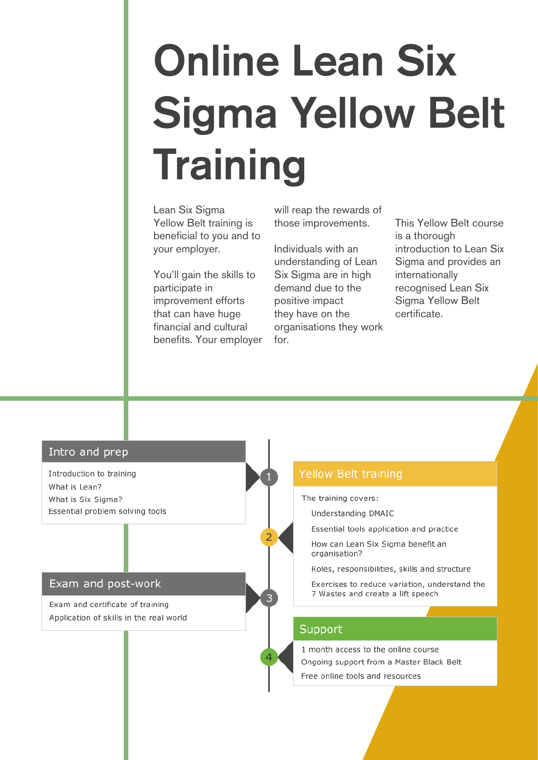# Online Lean Six Sigma Yellow Belt Training

Lean Six Sigma Yellow Belt training is beneficial to you and to your employer.

You'll gain the skills to participate in improvement efforts that can have huge financial and cultural benefits. Your employer will reap the rewards of those improvements.

Individuals with an understanding of Lean Six Sigma are in high demand due to the positive impact they have on the organisations they work for.

This Yellow Belt course is a thorough introduction to Lean Six Sigma and provides an internationally recognised Lean Six Sigma Yellow Belt certificate.

## 1. Intro and prep

- Introduction to training
- What is Lean?
- What is Six Sigma?
- Essential problem solving tools

## 2. Yellow Belt training

The training covers:

- Understanding DMAIC
- Essential tools application and practice
- How can Lean Six Sigma benefit an organisation?
- Roles, responsibilities, skills and structure
- Exercises to reduce variation, understand the 7 Wastes and create a lift speech

## 3. Exam and post-work

- Exam and certificate of training
- Application of skills in the real world

## 4. Support

- 1 month access to the online course
- Ongoing support from a Master Black Belt
- Free online tools and resources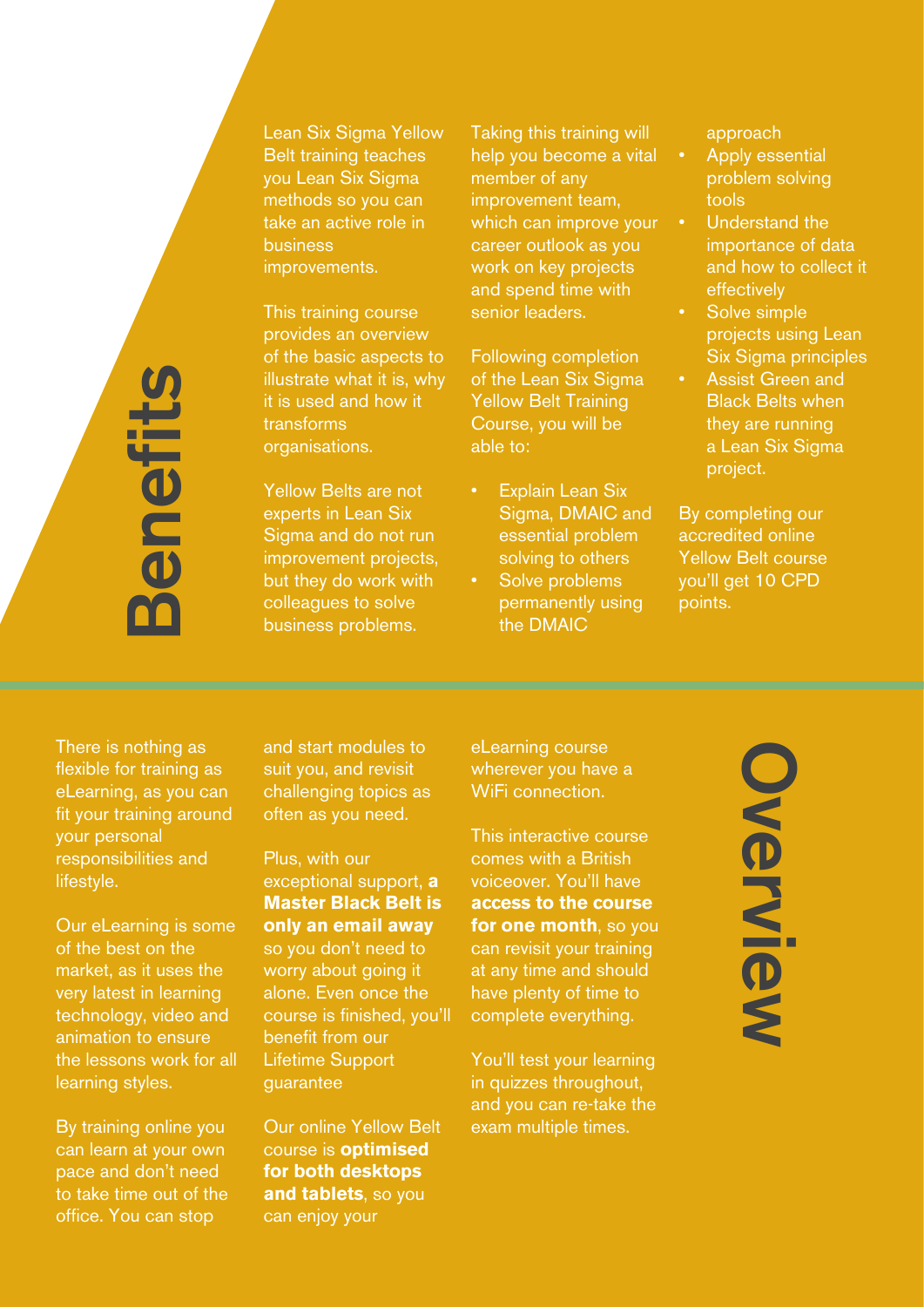# Benefits

Lean Six Sigma Yellow Belt training teaches you Lean Six Sigma methods so you can take an active role in business improvements.

This training course provides an overview of the basic aspects to illustrate what it is, why it is used and how it transforms organisations.

Yellow Belts are not experts in Lean Six Sigma and do not run improvement projects, but they do work with colleagues to solve business problems.

Taking this training will help you become a vital member of any improvement team, which can improve your career outlook as you work on key projects and spend time with senior leaders.

Following completion of the Lean Six Sigma Yellow Belt Training Course, you will be able to:

- Explain Lean Six Sigma, DMAIC and essential problem solving to others
- Solve problems permanently using the DMAIC approach
- Apply essential problem solving tools
- Understand the importance of data and how to collect it effectively
- Solve simple projects using Lean Six Sigma principles
- Assist Green and Black Belts when they are running a Lean Six Sigma project.

By completing our accredited online Yellow Belt course you'll get 10 CPD points.

# Overview

There is nothing as flexible for training as eLearning, as you can fit your training around your personal responsibilities and lifestyle.

Our eLearning is some of the best on the market, as it uses the very latest in learning technology, video and animation to ensure the lessons work for all learning styles.

By training online you can learn at your own pace and don't need to take time out of the office. You can stop and start modules to suit you, and revisit challenging topics as often as you need.

Plus, with our exceptional support, **a Master Black Belt is only an email away** so you don't need to worry about going it alone. Even once the course is finished, you'll benefit from our Lifetime Support guarantee

Our online Yellow Belt course is **optimised for both desktops and tablets**, so you can enjoy your eLearning course wherever you have a WiFi connection.

This interactive course comes with a British voiceover. You'll have **access to the course for one month**, so you can revisit your training at any time and should have plenty of time to complete everything.

You'll test your learning in quizzes throughout, and you can re-take the exam multiple times.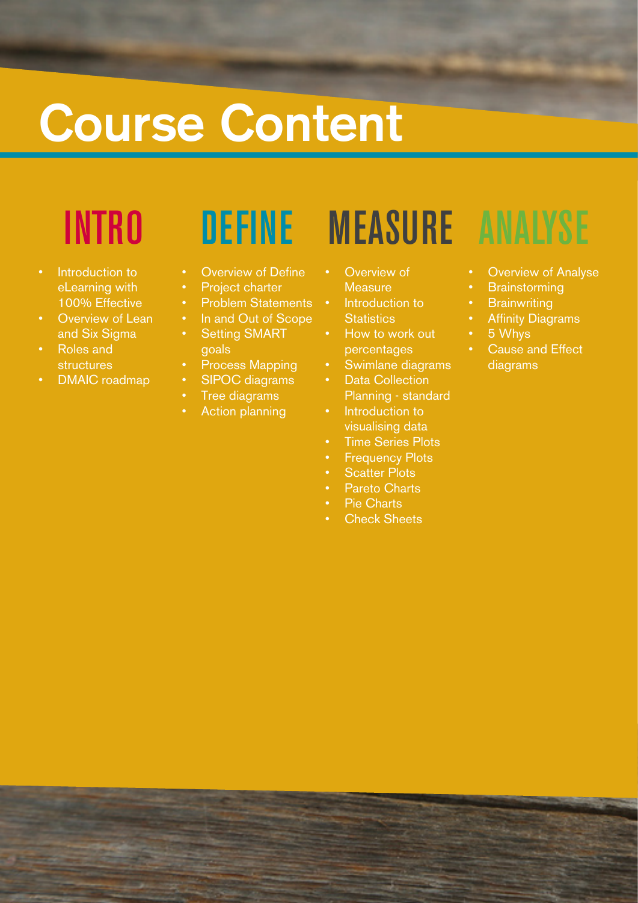# Course Content

## INTRO

- Introduction to eLearning with 100% Effective
- Overview of Lean and Six Sigma
- Roles and structures
- DMAIC roadmap

## DEFINE

- Overview of Define
- Project charter
- Problem Statements
- In and Out of Scope
- Setting SMART goals
- Process Mapping
- SIPOC diagrams
- Tree diagrams
- Action planning

## MEASURE

- Overview of Measure
- Introduction to Statistics
- How to work out percentages
- Swimlane diagrams
- Data Collection Planning - standard
- Introduction to visualising data
- Time Series Plots
- Frequency Plots
- Scatter Plots
- Pareto Charts
- Pie Charts
- Check Sheets

## ANALYSE

- Overview of Analyse
- Brainstorming
- Brainwriting
- Affinity Diagrams
- 5 Whys
- Cause and Effect diagrams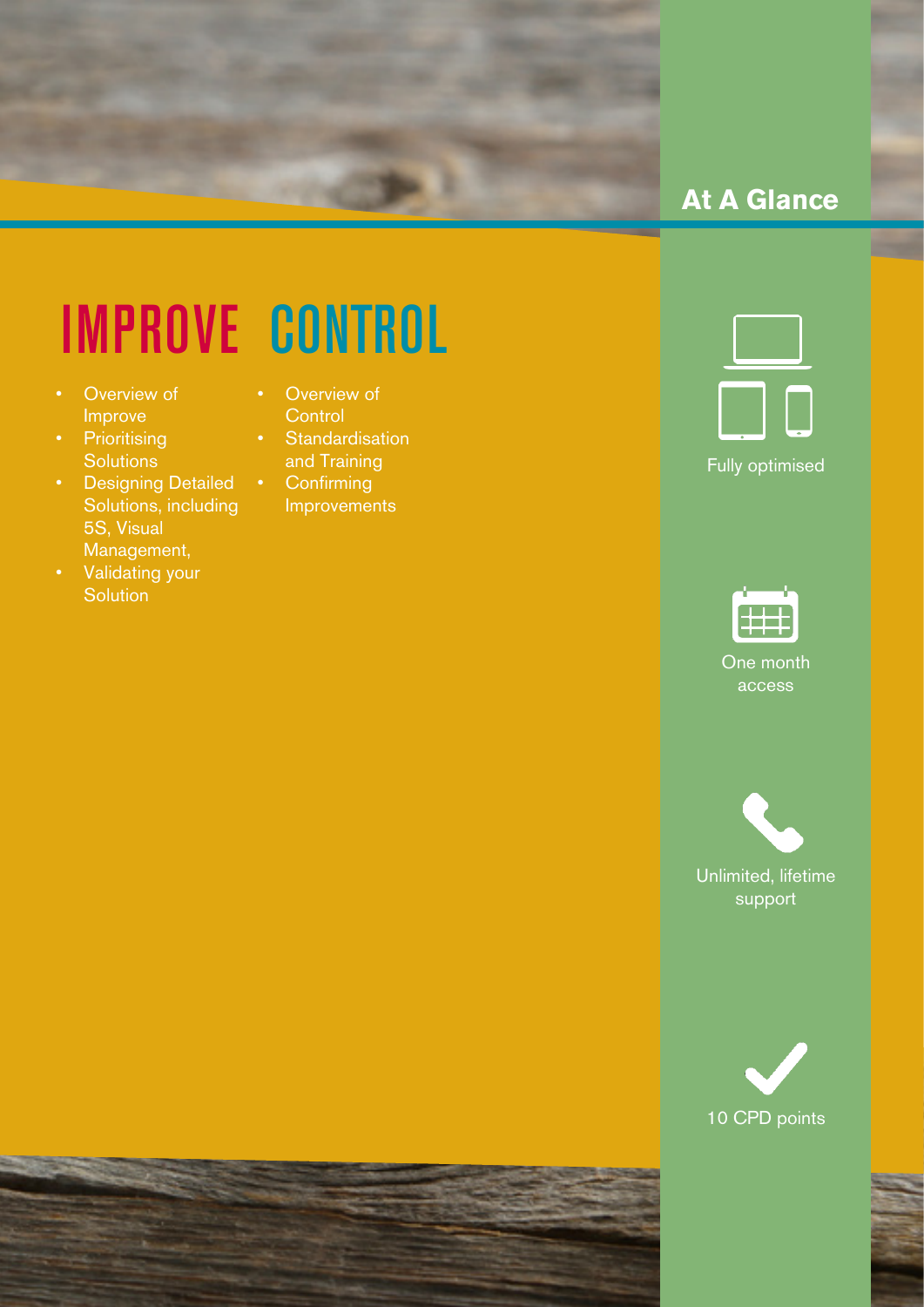## At A Glance

# IMPROVE

- Overview of Improve
- Prioritising Solutions
- Designing Detailed Solutions, including 5S, Visual Management,
- Validating your Solution

# CONTROL

- Overview of Control
- Standardisation and Training
- Confirming Improvements

Fully optimised

One month access

Unlimited, lifetime support

10 CPD points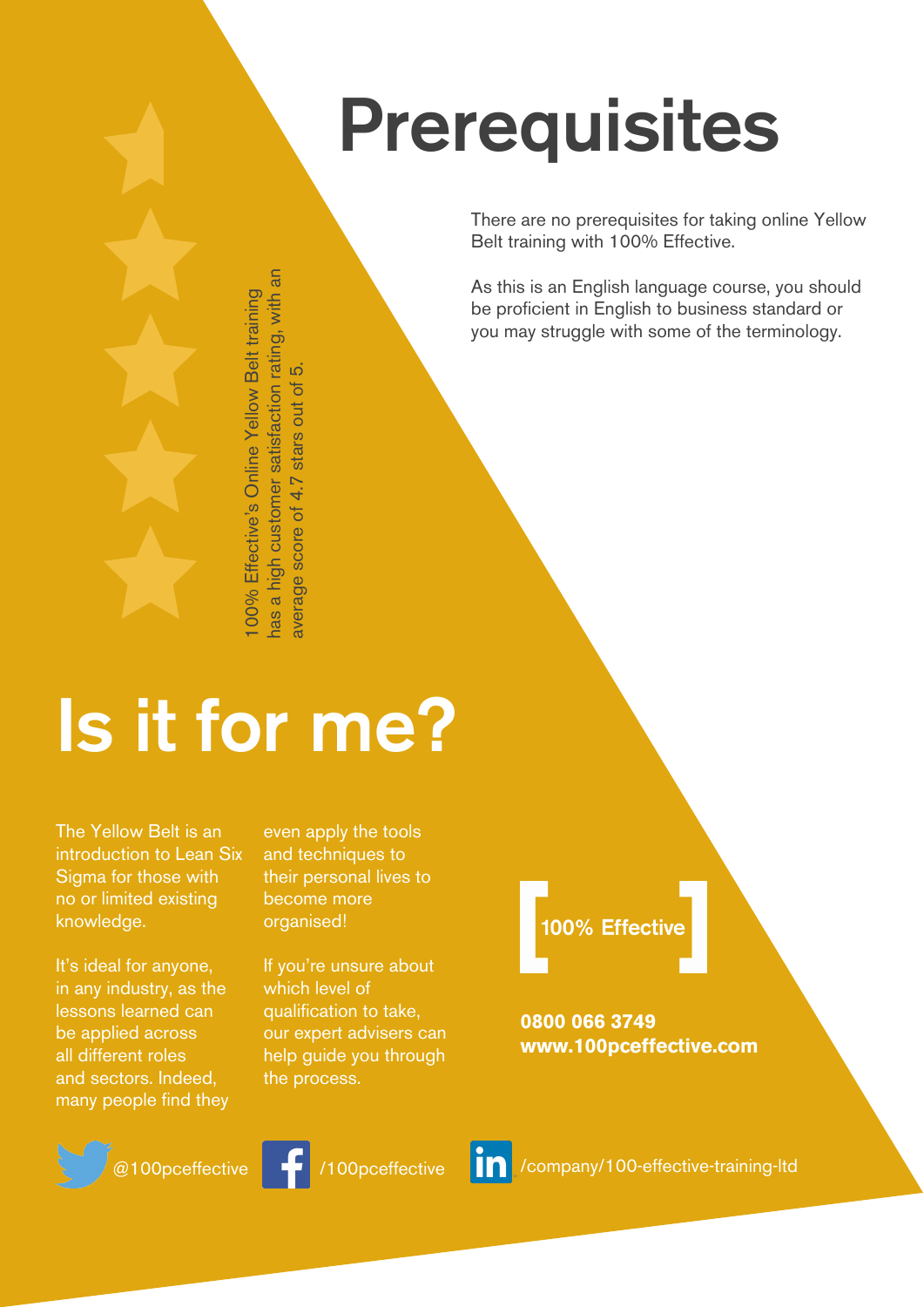# Prerequisites

There are no prerequisites for taking online Yellow Belt training with 100% Effective.

As this is an English language course, you should be proficient in English to business standard or you may struggle with some of the terminology.

100% Effective's Online Yellow Belt training has a high customer satisfaction rating, with an average score of 4.7 stars out of 5.

# Is it for me?

The Yellow Belt is an introduction to Lean Six Sigma for those with no or limited existing knowledge.

It's ideal for anyone, in any industry, as the lessons learned can be applied across all different roles and sectors. Indeed, many people find they even apply the tools and techniques to their personal lives to become more organised!

If you're unsure about which level of qualification to take, our expert advisers can help guide you through the process.

[ 100% Effective ]

**0800 066 3749**
**www.100pceffective.com**

@100pceffective /100pceffective /company/100-effective-training-ltd